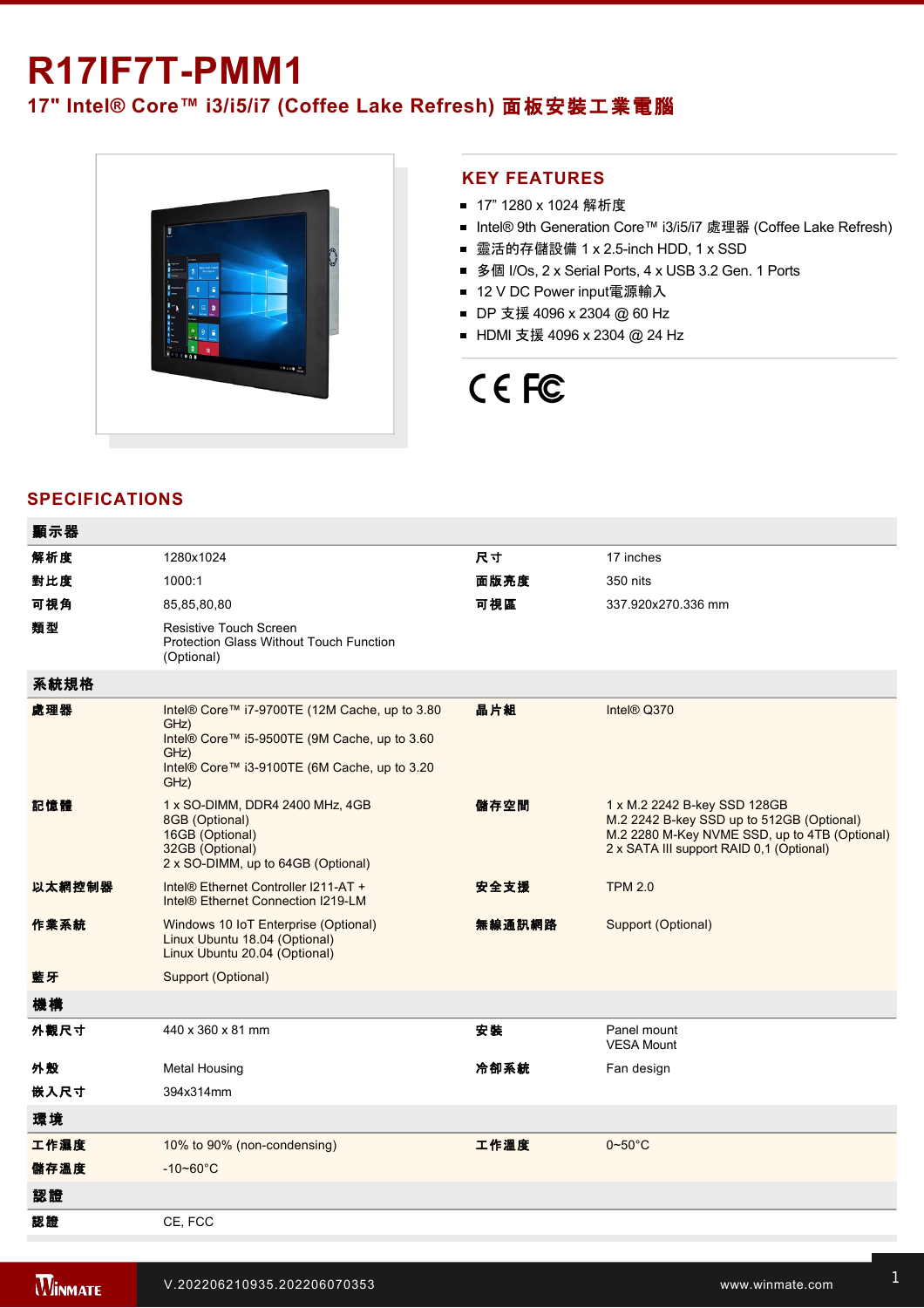# R17IF7T-PMM1

## 17" Intel® Core™ i3/i5/i7 (Coffee Lake Refresh) 面板安裝工業電腦

## KEY FEATURES

- 17" 1280 x 1024 解析度
- Intel® 9th Generation Core™ i3/i5/i7 處理器 (Coffee Lake Refresh)
- 靈活的存儲設備 1 x 2.5-inch HDD, 1 x SSD
- 多個 I/Os, 2 x Serial Ports, 4 x USB 3.2 Gen. 1 Ports
- 12 V DC Power input電源輸入
- DP 支援 4096 x 2304 @ 60 Hz
- HDMI 支援 4096 x 2304 @ 24 Hz

## SPECIFICATIONS

| **顯示器** | | | |
|---|---|---|---|
| **解析度** | 1280x1024 | **尺寸** | 17 inches |
| **對比度** | 1000:1 | **面版亮度** | 350 nits |
| **可視角** | 85,85,80,80 | **可視區** | 337.920x270.336 mm |
| **類型** | Resistive Touch Screen<br>Protection Glass Without Touch Function (Optional) | | |
| **系統規格** | | | |
| **處理器** | Intel® Core™ i7-9700TE (12M Cache, up to 3.80 GHz)<br>Intel® Core™ i5-9500TE (9M Cache, up to 3.60 GHz)<br>Intel® Core™ i3-9100TE (6M Cache, up to 3.20 GHz) | **晶片組** | Intel® Q370 |
| **記憶體** | 1 x SO-DIMM, DDR4 2400 MHz, 4GB<br>8GB (Optional)<br>16GB (Optional)<br>32GB (Optional)<br>2 x SO-DIMM, up to 64GB (Optional) | **儲存空間** | 1 x M.2 2242 B-key SSD 128GB<br>M.2 2242 B-key SSD up to 512GB (Optional)<br>M.2 2280 M-Key NVME SSD, up to 4TB (Optional)<br>2 x SATA III support RAID 0,1 (Optional) |
| **以太網控制器** | Intel® Ethernet Controller I211-AT +<br>Intel® Ethernet Connection I219-LM | **安全支援** | TPM 2.0 |
| **作業系統** | Windows 10 IoT Enterprise (Optional)<br>Linux Ubuntu 18.04 (Optional)<br>Linux Ubuntu 20.04 (Optional) | **無線通訊網路** | Support (Optional) |
| **藍牙** | Support (Optional) | | |
| **機構** | | | |
| **外觀尺寸** | 440 x 360 x 81 mm | **安裝** | Panel mount<br>VESA Mount |
| **外殼** | Metal Housing | **冷卻系統** | Fan design |
| **嵌入尺寸** | 394x314mm | | |
| **環境** | | | |
| **工作濕度** | 10% to 90% (non-condensing) | **工作溫度** | 0~50°C |
| **儲存溫度** | -10~60°C | | |
| **認證** | | | |
| **認證** | CE, FCC | | |

V.202206210935.202206070353

www.winmate.com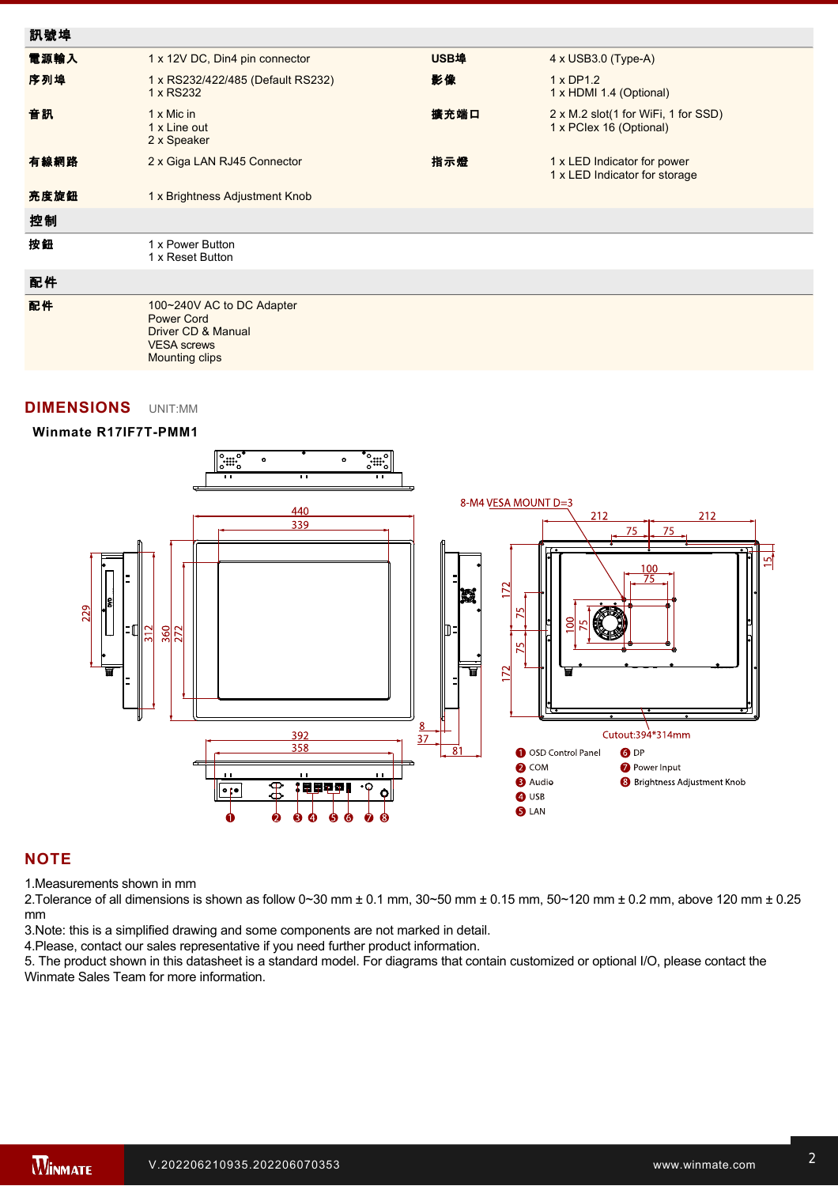| 訊號埠 | | | |
|---|---|---|---|
| 電源輸入 | 1 x 12V DC, Din4 pin connector | USB埠 | 4 x USB3.0 (Type-A) |
| 序列埠 | 1 x RS232/422/485 (Default RS232)<br>1 x RS232 | 影像 | 1 x DP1.2<br>1 x HDMI 1.4 (Optional) |
| 音訊 | 1 x Mic in<br>1 x Line out<br>2 x Speaker | 擴充端口 | 2 x M.2 slot(1 for WiFi, 1 for SSD)<br>1 x PClex 16 (Optional) |
| 有線網路 | 2 x Giga LAN RJ45 Connector | 指示燈 | 1 x LED Indicator for power<br>1 x LED Indicator for storage |
| 亮度旋鈕 | 1 x Brightness Adjustment Knob | | |

| 控制 | |
|---|---|
| 按鈕 | 1 x Power Button<br>1 x Reset Button |

| 配件 | |
|---|---|
| 配件 | 100~240V AC to DC Adapter<br>Power Cord<br>Driver CD & Manual<br>VESA screws<br>Mounting clips |

## DIMENSIONS UNIT:MM

**Winmate R17IF7T-PMM1**

8-M4 VESA MOUNT D=3

440
339
229
312
360
272
8
37
81
392
358
212
212
75
75
100
75
172
75
75
100
75
172
15

Cutout:394*314mm

1 OSD Control Panel
2 COM
3 Audio
4 USB
5 LAN
6 DP
7 Power Input
8 Brightness Adjustment Knob

## NOTE

1.Measurements shown in mm
2.Tolerance of all dimensions is shown as follow 0~30 mm ± 0.1 mm, 30~50 mm ± 0.15 mm, 50~120 mm ± 0.2 mm, above 120 mm ± 0.25 mm
3.Note: this is a simplified drawing and some components are not marked in detail.
4.Please, contact our sales representative if you need further product information.
5. The product shown in this datasheet is a standard model. For diagrams that contain customized or optional I/O, please contact the Winmate Sales Team for more information.